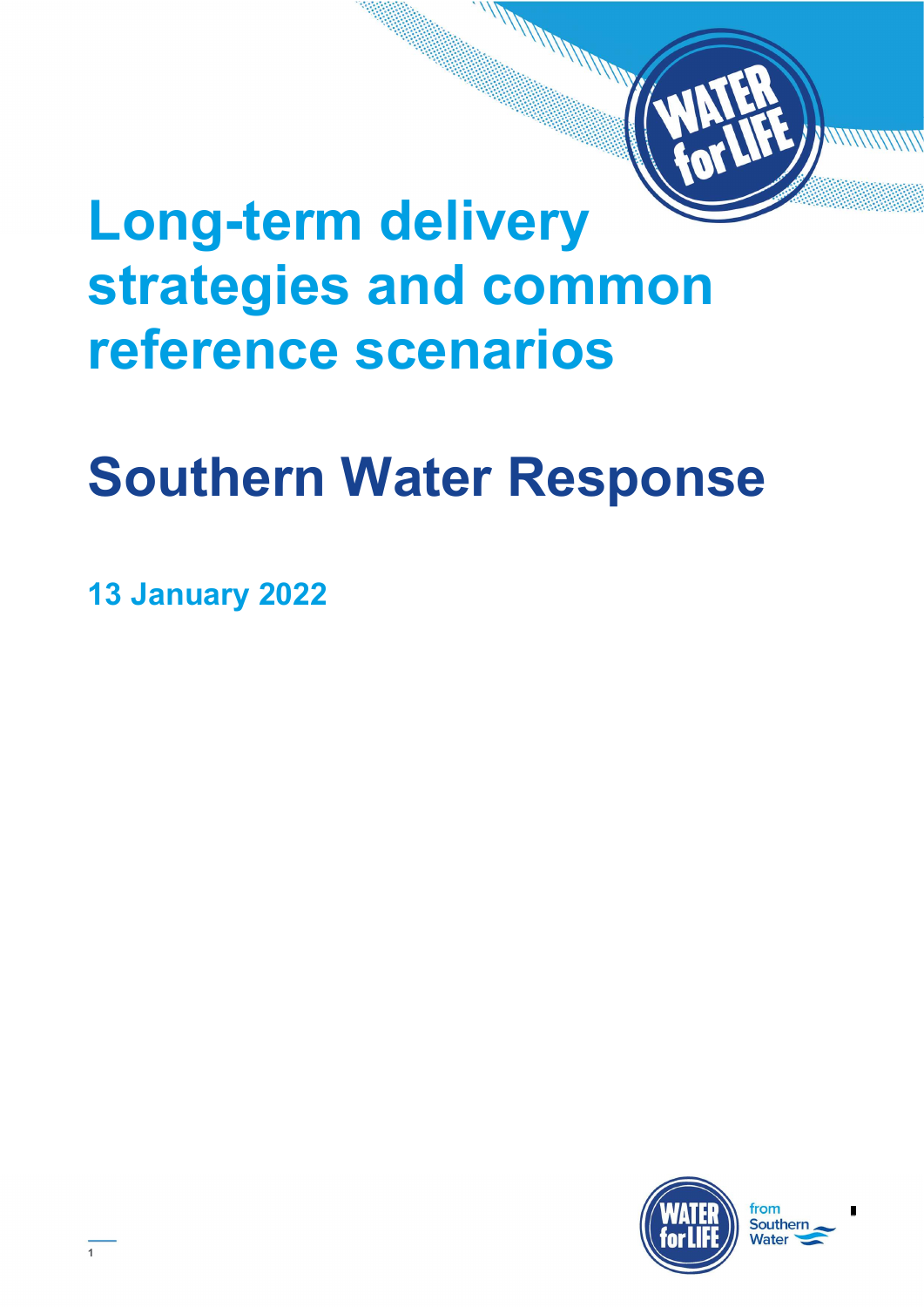# Long-term delivery strategies and common reference scenarios

## Southern Water Response

**13 January 2022**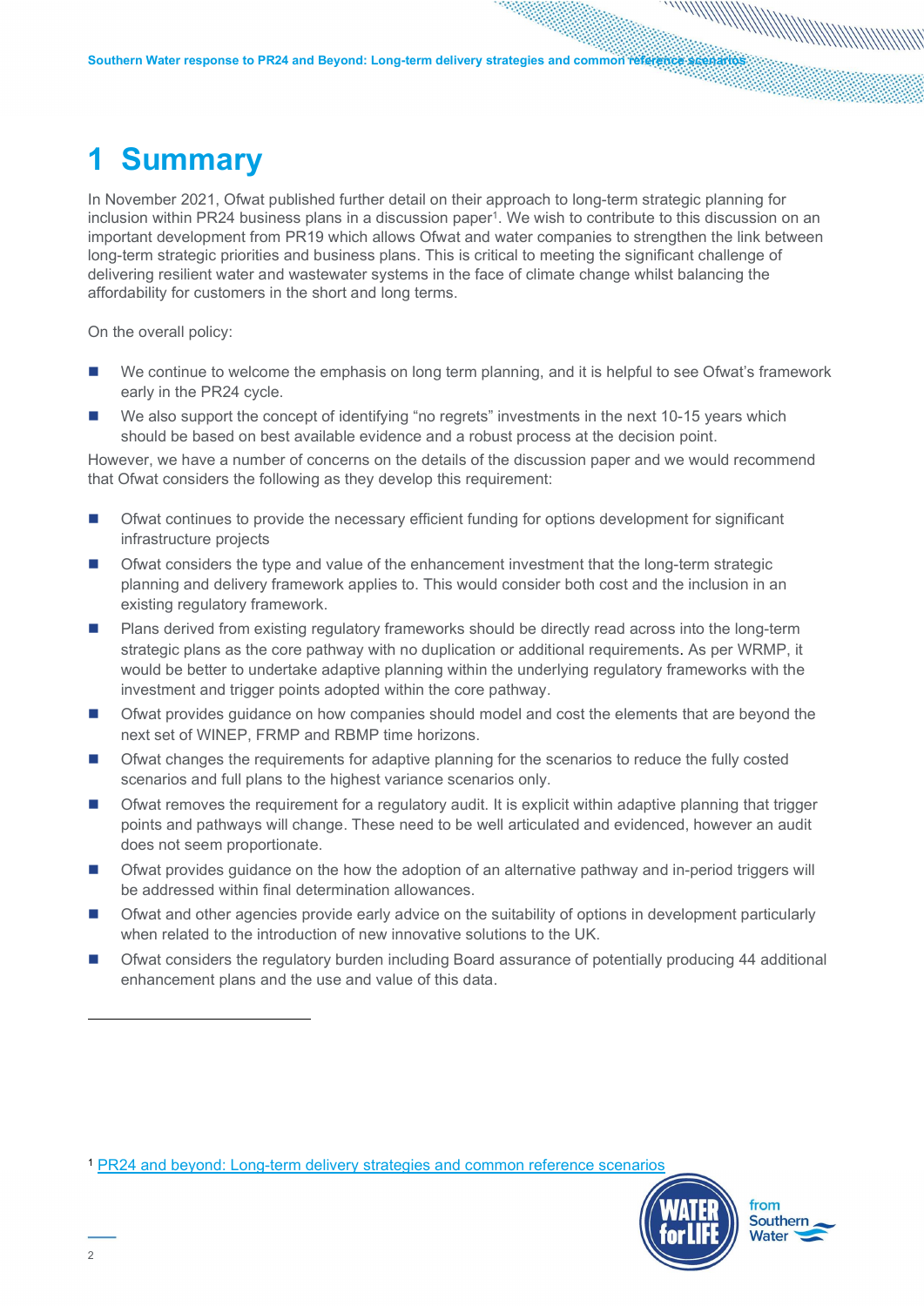# 1 Summary

In November 2021, Ofwat published further detail on their approach to long-term strategic planning for inclusion within PR24 business plans in a discussion paper[1]. We wish to contribute to this discussion on an important development from PR19 which allows Ofwat and water companies to strengthen the link between long-term strategic priorities and business plans. This is critical to meeting the significant challenge of delivering resilient water and wastewater systems in the face of climate change whilst balancing the affordability for customers in the short and long terms.

On the overall policy:

- We continue to welcome the emphasis on long term planning, and it is helpful to see Ofwat's framework early in the PR24 cycle.
- We also support the concept of identifying "no regrets" investments in the next 10-15 years which should be based on best available evidence and a robust process at the decision point.

However, we have a number of concerns on the details of the discussion paper and we would recommend that Ofwat considers the following as they develop this requirement:

- Ofwat continues to provide the necessary efficient funding for options development for significant infrastructure projects
- Ofwat considers the type and value of the enhancement investment that the long-term strategic planning and delivery framework applies to. This would consider both cost and the inclusion in an existing regulatory framework.
- Plans derived from existing regulatory frameworks should be directly read across into the long-term strategic plans as the core pathway with no duplication or additional requirements. As per WRMP, it would be better to undertake adaptive planning within the underlying regulatory frameworks with the investment and trigger points adopted within the core pathway.
- Ofwat provides guidance on how companies should model and cost the elements that are beyond the next set of WINEP, FRMP and RBMP time horizons.
- Ofwat changes the requirements for adaptive planning for the scenarios to reduce the fully costed scenarios and full plans to the highest variance scenarios only.
- Ofwat removes the requirement for a regulatory audit. It is explicit within adaptive planning that trigger points and pathways will change. These need to be well articulated and evidenced, however an audit does not seem proportionate.
- Ofwat provides guidance on the how the adoption of an alternative pathway and in-period triggers will be addressed within final determination allowances.
- Ofwat and other agencies provide early advice on the suitability of options in development particularly when related to the introduction of new innovative solutions to the UK.
- Ofwat considers the regulatory burden including Board assurance of potentially producing 44 additional enhancement plans and the use and value of this data.

[1] PR24 and beyond: Long-term delivery strategies and common reference scenarios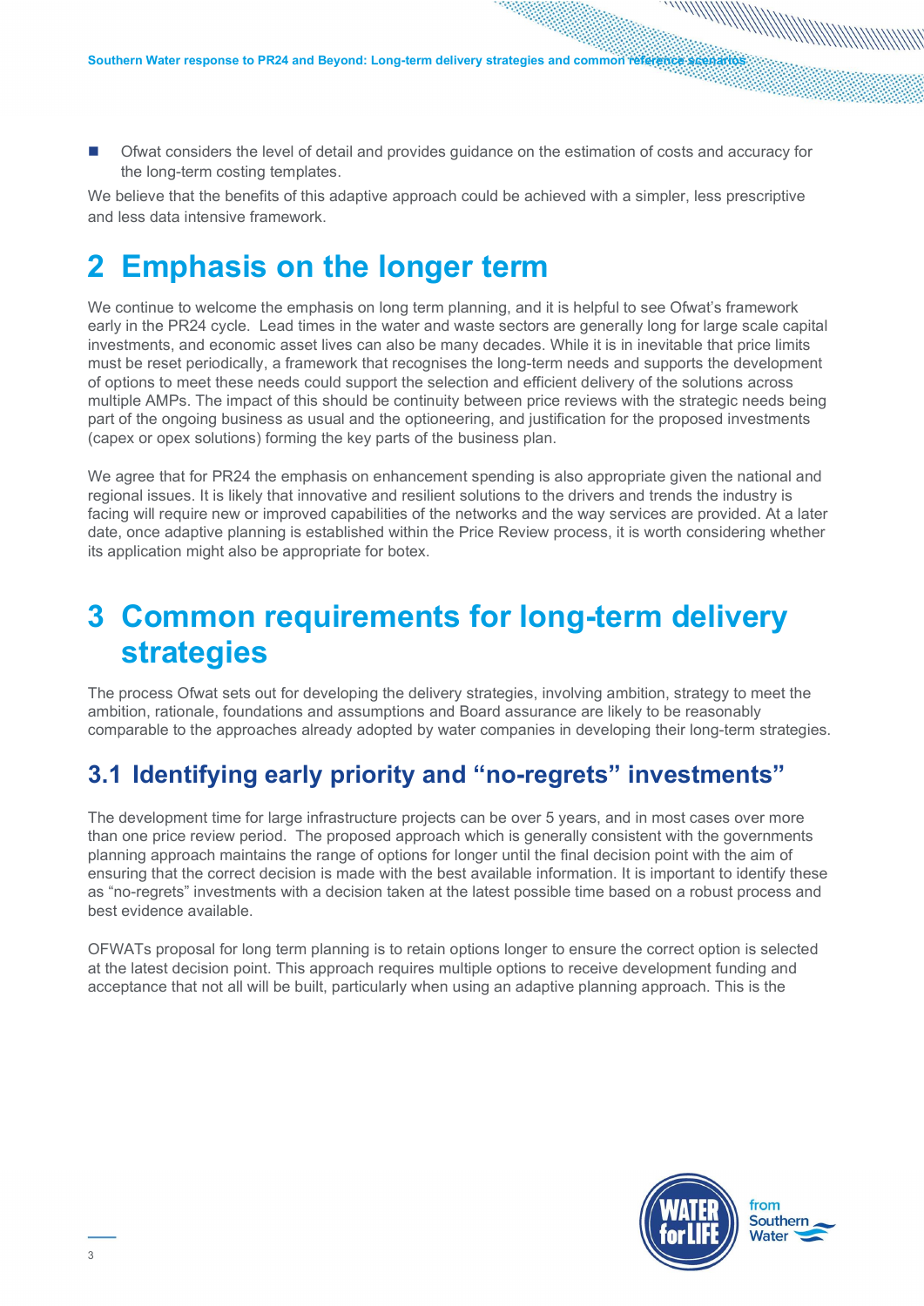- Ofwat considers the level of detail and provides guidance on the estimation of costs and accuracy for the long-term costing templates.

We believe that the benefits of this adaptive approach could be achieved with a simpler, less prescriptive and less data intensive framework.

# 2 Emphasis on the longer term

We continue to welcome the emphasis on long term planning, and it is helpful to see Ofwat's framework early in the PR24 cycle. Lead times in the water and waste sectors are generally long for large scale capital investments, and economic asset lives can also be many decades. While it is in inevitable that price limits must be reset periodically, a framework that recognises the long-term needs and supports the development of options to meet these needs could support the selection and efficient delivery of the solutions across multiple AMPs. The impact of this should be continuity between price reviews with the strategic needs being part of the ongoing business as usual and the optioneering, and justification for the proposed investments (capex or opex solutions) forming the key parts of the business plan.

We agree that for PR24 the emphasis on enhancement spending is also appropriate given the national and regional issues. It is likely that innovative and resilient solutions to the drivers and trends the industry is facing will require new or improved capabilities of the networks and the way services are provided. At a later date, once adaptive planning is established within the Price Review process, it is worth considering whether its application might also be appropriate for botex.

# 3 Common requirements for long-term delivery strategies

The process Ofwat sets out for developing the delivery strategies, involving ambition, strategy to meet the ambition, rationale, foundations and assumptions and Board assurance are likely to be reasonably comparable to the approaches already adopted by water companies in developing their long-term strategies.

## 3.1 Identifying early priority and "no-regrets" investments"

The development time for large infrastructure projects can be over 5 years, and in most cases over more than one price review period. The proposed approach which is generally consistent with the governments planning approach maintains the range of options for longer until the final decision point with the aim of ensuring that the correct decision is made with the best available information. It is important to identify these as "no-regrets" investments with a decision taken at the latest possible time based on a robust process and best evidence available.

OFWATs proposal for long term planning is to retain options longer to ensure the correct option is selected at the latest decision point. This approach requires multiple options to receive development funding and acceptance that not all will be built, particularly when using an adaptive planning approach. This is the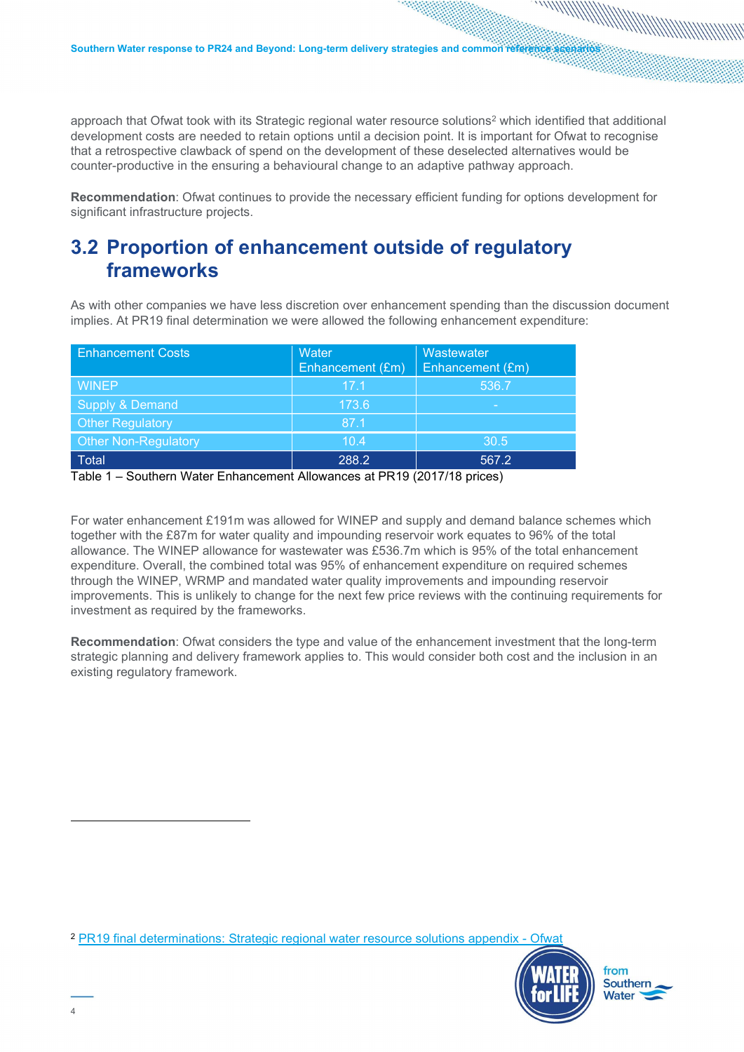approach that Ofwat took with its Strategic regional water resource solutions[2] which identified that additional development costs are needed to retain options until a decision point. It is important for Ofwat to recognise that a retrospective clawback of spend on the development of these deselected alternatives would be counter-productive in the ensuring a behavioural change to an adaptive pathway approach.

**Recommendation**: Ofwat continues to provide the necessary efficient funding for options development for significant infrastructure projects.

## 3.2 Proportion of enhancement outside of regulatory frameworks

As with other companies we have less discretion over enhancement spending than the discussion document implies. At PR19 final determination we were allowed the following enhancement expenditure:

| Enhancement Costs | Water Enhancement (£m) | Wastewater Enhancement (£m) |
|---|---|---|
| WINEP | 17.1 | 536.7 |
| Supply & Demand | 173.6 | - |
| Other Regulatory | 87.1 | |
| Other Non-Regulatory | 10.4 | 30.5 |
| Total | 288.2 | 567.2 |

Table 1 – Southern Water Enhancement Allowances at PR19 (2017/18 prices)

For water enhancement £191m was allowed for WINEP and supply and demand balance schemes which together with the £87m for water quality and impounding reservoir work equates to 96% of the total allowance. The WINEP allowance for wastewater was £536.7m which is 95% of the total enhancement expenditure. Overall, the combined total was 95% of enhancement expenditure on required schemes through the WINEP, WRMP and mandated water quality improvements and impounding reservoir improvements. This is unlikely to change for the next few price reviews with the continuing requirements for investment as required by the frameworks.

**Recommendation**: Ofwat considers the type and value of the enhancement investment that the long-term strategic planning and delivery framework applies to. This would consider both cost and the inclusion in an existing regulatory framework.

[2] PR19 final determinations: Strategic regional water resource solutions appendix - Ofwat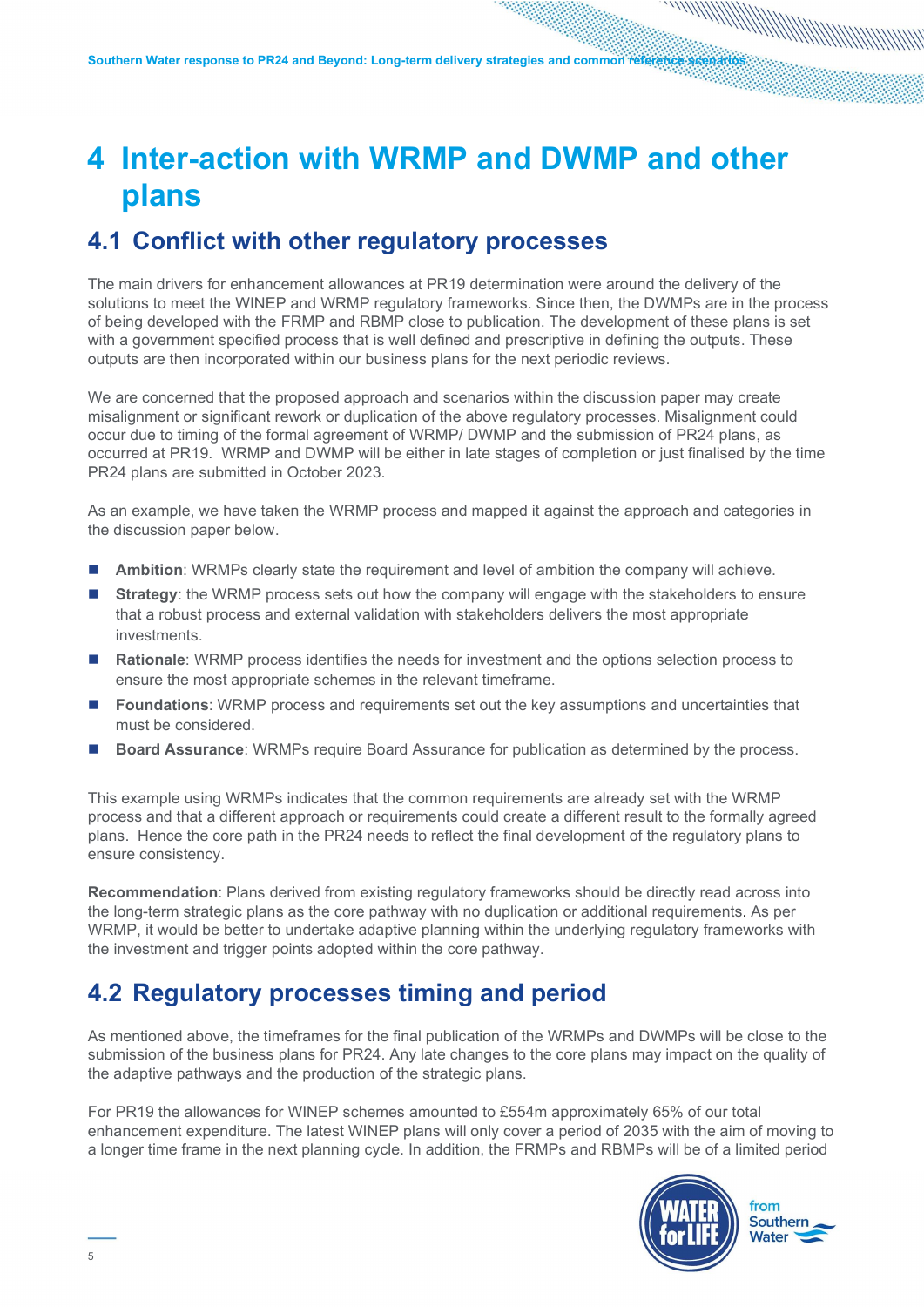# 4 Inter-action with WRMP and DWMP and other plans

## 4.1 Conflict with other regulatory processes

The main drivers for enhancement allowances at PR19 determination were around the delivery of the solutions to meet the WINEP and WRMP regulatory frameworks. Since then, the DWMPs are in the process of being developed with the FRMP and RBMP close to publication. The development of these plans is set with a government specified process that is well defined and prescriptive in defining the outputs. These outputs are then incorporated within our business plans for the next periodic reviews.

We are concerned that the proposed approach and scenarios within the discussion paper may create misalignment or significant rework or duplication of the above regulatory processes. Misalignment could occur due to timing of the formal agreement of WRMP/ DWMP and the submission of PR24 plans, as occurred at PR19. WRMP and DWMP will be either in late stages of completion or just finalised by the time PR24 plans are submitted in October 2023.

As an example, we have taken the WRMP process and mapped it against the approach and categories in the discussion paper below.

- **Ambition**: WRMPs clearly state the requirement and level of ambition the company will achieve.
- **Strategy**: the WRMP process sets out how the company will engage with the stakeholders to ensure that a robust process and external validation with stakeholders delivers the most appropriate investments.
- **Rationale**: WRMP process identifies the needs for investment and the options selection process to ensure the most appropriate schemes in the relevant timeframe.
- **Foundations**: WRMP process and requirements set out the key assumptions and uncertainties that must be considered.
- **Board Assurance**: WRMPs require Board Assurance for publication as determined by the process.

This example using WRMPs indicates that the common requirements are already set with the WRMP process and that a different approach or requirements could create a different result to the formally agreed plans. Hence the core path in the PR24 needs to reflect the final development of the regulatory plans to ensure consistency.

**Recommendation**: Plans derived from existing regulatory frameworks should be directly read across into the long-term strategic plans as the core pathway with no duplication or additional requirements**.** As per WRMP, it would be better to undertake adaptive planning within the underlying regulatory frameworks with the investment and trigger points adopted within the core pathway.

## 4.2 Regulatory processes timing and period

As mentioned above, the timeframes for the final publication of the WRMPs and DWMPs will be close to the submission of the business plans for PR24. Any late changes to the core plans may impact on the quality of the adaptive pathways and the production of the strategic plans.

For PR19 the allowances for WINEP schemes amounted to £554m approximately 65% of our total enhancement expenditure. The latest WINEP plans will only cover a period of 2035 with the aim of moving to a longer time frame in the next planning cycle. In addition, the FRMPs and RBMPs will be of a limited period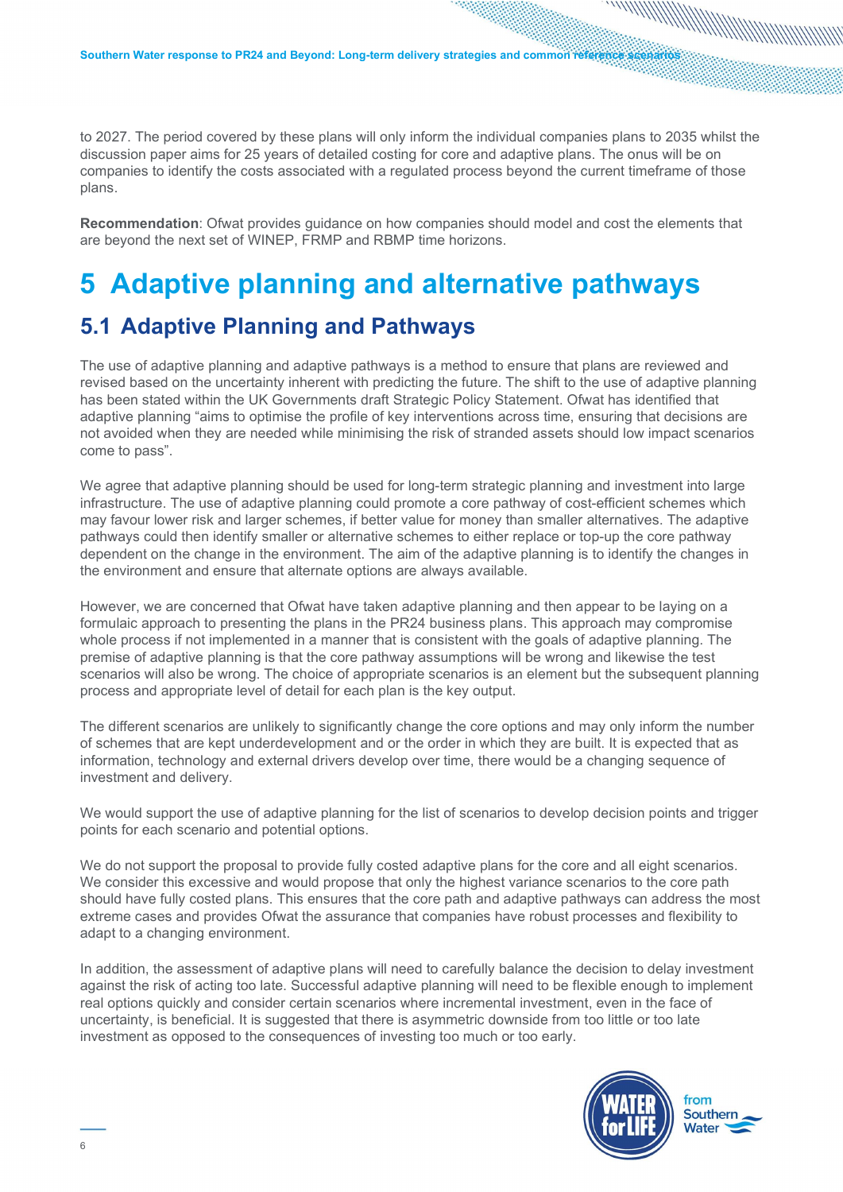to 2027. The period covered by these plans will only inform the individual companies plans to 2035 whilst the discussion paper aims for 25 years of detailed costing for core and adaptive plans. The onus will be on companies to identify the costs associated with a regulated process beyond the current timeframe of those plans.

**Recommendation**: Ofwat provides guidance on how companies should model and cost the elements that are beyond the next set of WINEP, FRMP and RBMP time horizons.

# 5 Adaptive planning and alternative pathways

## 5.1 Adaptive Planning and Pathways

The use of adaptive planning and adaptive pathways is a method to ensure that plans are reviewed and revised based on the uncertainty inherent with predicting the future. The shift to the use of adaptive planning has been stated within the UK Governments draft Strategic Policy Statement. Ofwat has identified that adaptive planning "aims to optimise the profile of key interventions across time, ensuring that decisions are not avoided when they are needed while minimising the risk of stranded assets should low impact scenarios come to pass".

We agree that adaptive planning should be used for long-term strategic planning and investment into large infrastructure. The use of adaptive planning could promote a core pathway of cost-efficient schemes which may favour lower risk and larger schemes, if better value for money than smaller alternatives. The adaptive pathways could then identify smaller or alternative schemes to either replace or top-up the core pathway dependent on the change in the environment. The aim of the adaptive planning is to identify the changes in the environment and ensure that alternate options are always available.

However, we are concerned that Ofwat have taken adaptive planning and then appear to be laying on a formulaic approach to presenting the plans in the PR24 business plans. This approach may compromise whole process if not implemented in a manner that is consistent with the goals of adaptive planning. The premise of adaptive planning is that the core pathway assumptions will be wrong and likewise the test scenarios will also be wrong. The choice of appropriate scenarios is an element but the subsequent planning process and appropriate level of detail for each plan is the key output.

The different scenarios are unlikely to significantly change the core options and may only inform the number of schemes that are kept underdevelopment and or the order in which they are built. It is expected that as information, technology and external drivers develop over time, there would be a changing sequence of investment and delivery.

We would support the use of adaptive planning for the list of scenarios to develop decision points and trigger points for each scenario and potential options.

We do not support the proposal to provide fully costed adaptive plans for the core and all eight scenarios. We consider this excessive and would propose that only the highest variance scenarios to the core path should have fully costed plans. This ensures that the core path and adaptive pathways can address the most extreme cases and provides Ofwat the assurance that companies have robust processes and flexibility to adapt to a changing environment.

In addition, the assessment of adaptive plans will need to carefully balance the decision to delay investment against the risk of acting too late. Successful adaptive planning will need to be flexible enough to implement real options quickly and consider certain scenarios where incremental investment, even in the face of uncertainty, is beneficial. It is suggested that there is asymmetric downside from too little or too late investment as opposed to the consequences of investing too much or too early.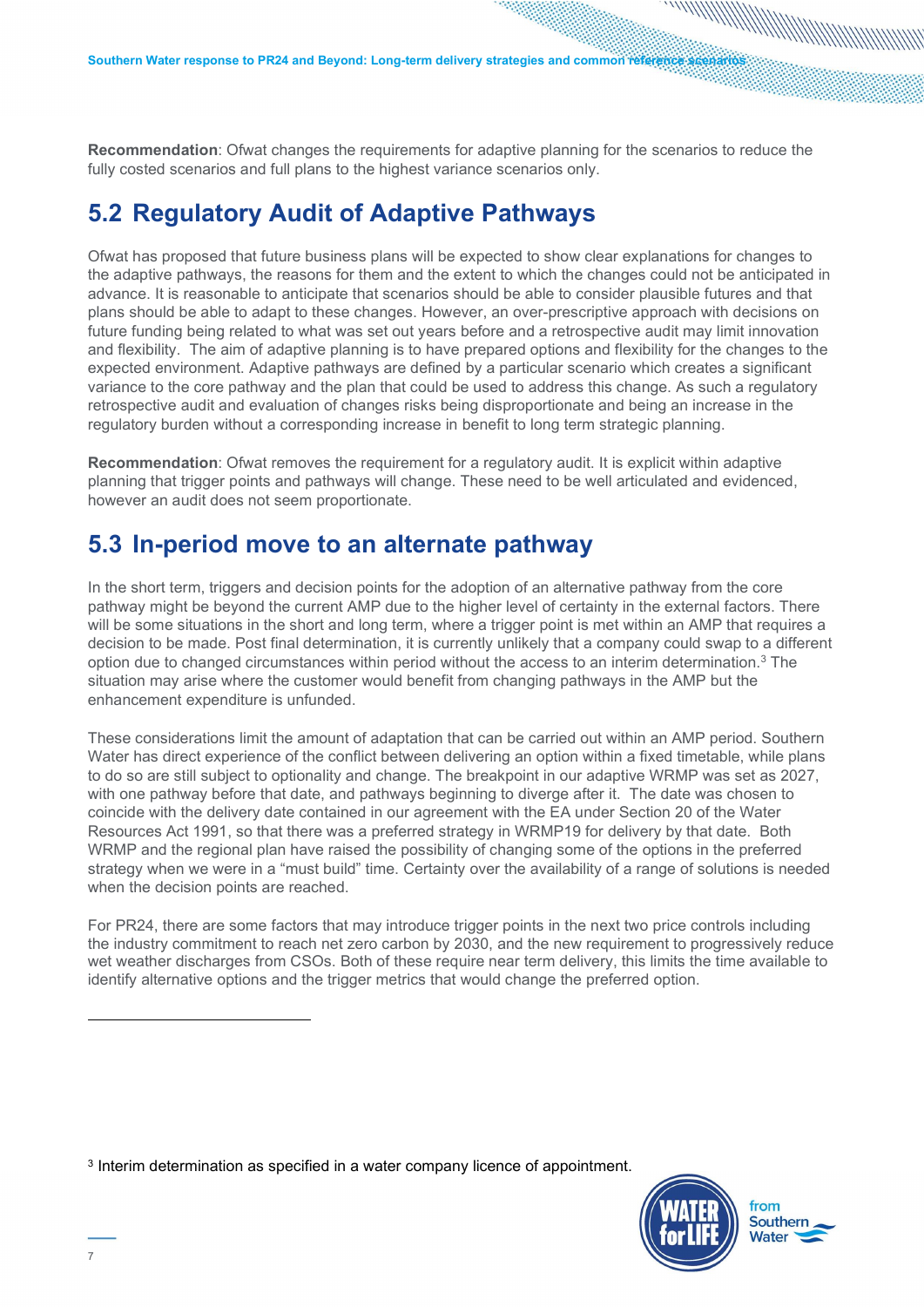**Recommendation**: Ofwat changes the requirements for adaptive planning for the scenarios to reduce the fully costed scenarios and full plans to the highest variance scenarios only.

## 5.2 Regulatory Audit of Adaptive Pathways

Ofwat has proposed that future business plans will be expected to show clear explanations for changes to the adaptive pathways, the reasons for them and the extent to which the changes could not be anticipated in advance. It is reasonable to anticipate that scenarios should be able to consider plausible futures and that plans should be able to adapt to these changes. However, an over-prescriptive approach with decisions on future funding being related to what was set out years before and a retrospective audit may limit innovation and flexibility. The aim of adaptive planning is to have prepared options and flexibility for the changes to the expected environment. Adaptive pathways are defined by a particular scenario which creates a significant variance to the core pathway and the plan that could be used to address this change. As such a regulatory retrospective audit and evaluation of changes risks being disproportionate and being an increase in the regulatory burden without a corresponding increase in benefit to long term strategic planning.

**Recommendation**: Ofwat removes the requirement for a regulatory audit. It is explicit within adaptive planning that trigger points and pathways will change. These need to be well articulated and evidenced, however an audit does not seem proportionate.

## 5.3 In-period move to an alternate pathway

In the short term, triggers and decision points for the adoption of an alternative pathway from the core pathway might be beyond the current AMP due to the higher level of certainty in the external factors. There will be some situations in the short and long term, where a trigger point is met within an AMP that requires a decision to be made. Post final determination, it is currently unlikely that a company could swap to a different option due to changed circumstances within period without the access to an interim determination.[3] The situation may arise where the customer would benefit from changing pathways in the AMP but the enhancement expenditure is unfunded.

These considerations limit the amount of adaptation that can be carried out within an AMP period. Southern Water has direct experience of the conflict between delivering an option within a fixed timetable, while plans to do so are still subject to optionality and change. The breakpoint in our adaptive WRMP was set as 2027, with one pathway before that date, and pathways beginning to diverge after it. The date was chosen to coincide with the delivery date contained in our agreement with the EA under Section 20 of the Water Resources Act 1991, so that there was a preferred strategy in WRMP19 for delivery by that date. Both WRMP and the regional plan have raised the possibility of changing some of the options in the preferred strategy when we were in a "must build" time. Certainty over the availability of a range of solutions is needed when the decision points are reached.

For PR24, there are some factors that may introduce trigger points in the next two price controls including the industry commitment to reach net zero carbon by 2030, and the new requirement to progressively reduce wet weather discharges from CSOs. Both of these require near term delivery, this limits the time available to identify alternative options and the trigger metrics that would change the preferred option.

---

[3] Interim determination as specified in a water company licence of appointment.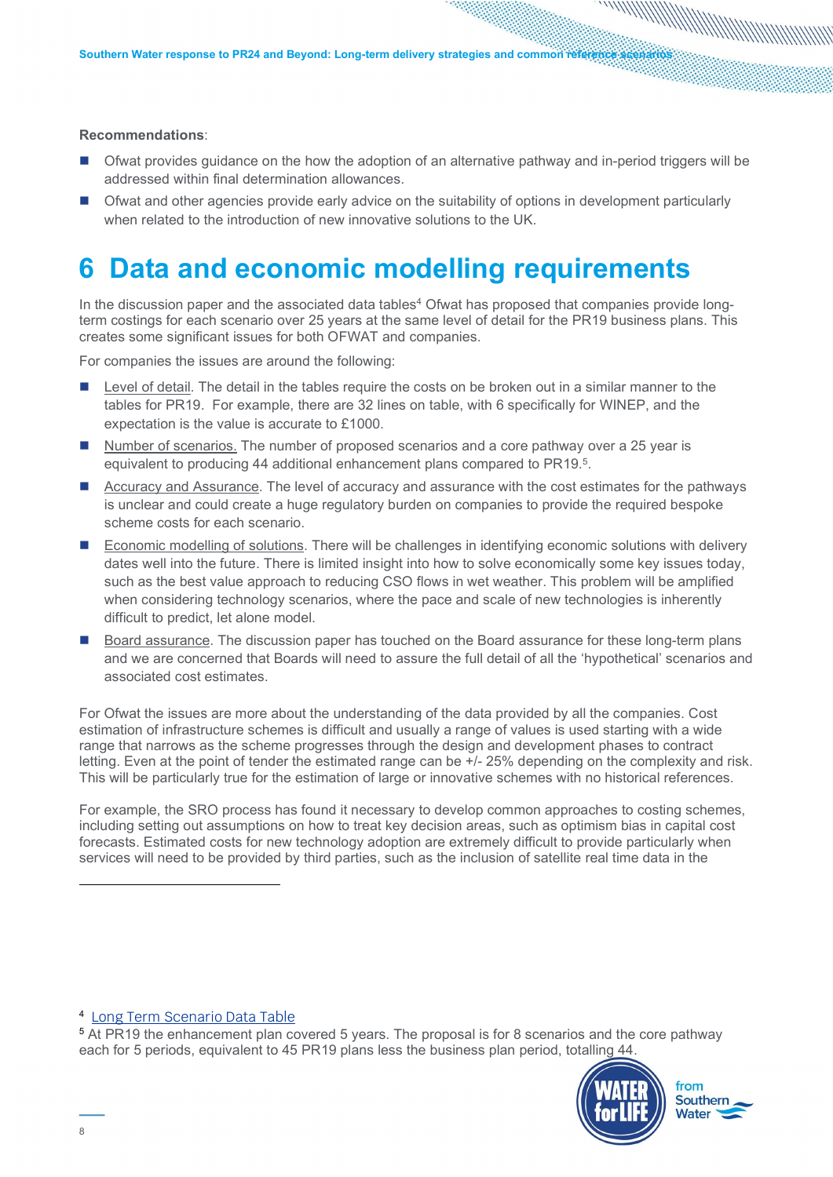**Recommendations**:

- Ofwat provides guidance on the how the adoption of an alternative pathway and in-period triggers will be addressed within final determination allowances.
- Ofwat and other agencies provide early advice on the suitability of options in development particularly when related to the introduction of new innovative solutions to the UK.

# 6 Data and economic modelling requirements

In the discussion paper and the associated data tables[4] Ofwat has proposed that companies provide long-term costings for each scenario over 25 years at the same level of detail for the PR19 business plans. This creates some significant issues for both OFWAT and companies.

For companies the issues are around the following:

- Level of detail. The detail in the tables require the costs on be broken out in a similar manner to the tables for PR19. For example, there are 32 lines on table, with 6 specifically for WINEP, and the expectation is the value is accurate to £1000.
- Number of scenarios. The number of proposed scenarios and a core pathway over a 25 year is equivalent to producing 44 additional enhancement plans compared to PR19.[5].
- Accuracy and Assurance. The level of accuracy and assurance with the cost estimates for the pathways is unclear and could create a huge regulatory burden on companies to provide the required bespoke scheme costs for each scenario.
- Economic modelling of solutions. There will be challenges in identifying economic solutions with delivery dates well into the future. There is limited insight into how to solve economically some key issues today, such as the best value approach to reducing CSO flows in wet weather. This problem will be amplified when considering technology scenarios, where the pace and scale of new technologies is inherently difficult to predict, let alone model.
- Board assurance. The discussion paper has touched on the Board assurance for these long-term plans and we are concerned that Boards will need to assure the full detail of all the 'hypothetical' scenarios and associated cost estimates.

For Ofwat the issues are more about the understanding of the data provided by all the companies. Cost estimation of infrastructure schemes is difficult and usually a range of values is used starting with a wide range that narrows as the scheme progresses through the design and development phases to contract letting. Even at the point of tender the estimated range can be +/- 25% depending on the complexity and risk. This will be particularly true for the estimation of large or innovative schemes with no historical references.

For example, the SRO process has found it necessary to develop common approaches to costing schemes, including setting out assumptions on how to treat key decision areas, such as optimism bias in capital cost forecasts. Estimated costs for new technology adoption are extremely difficult to provide particularly when services will need to be provided by third parties, such as the inclusion of satellite real time data in the

---

[4] Long Term Scenario Data Table

[5] At PR19 the enhancement plan covered 5 years. The proposal is for 8 scenarios and the core pathway each for 5 periods, equivalent to 45 PR19 plans less the business plan period, totalling 44.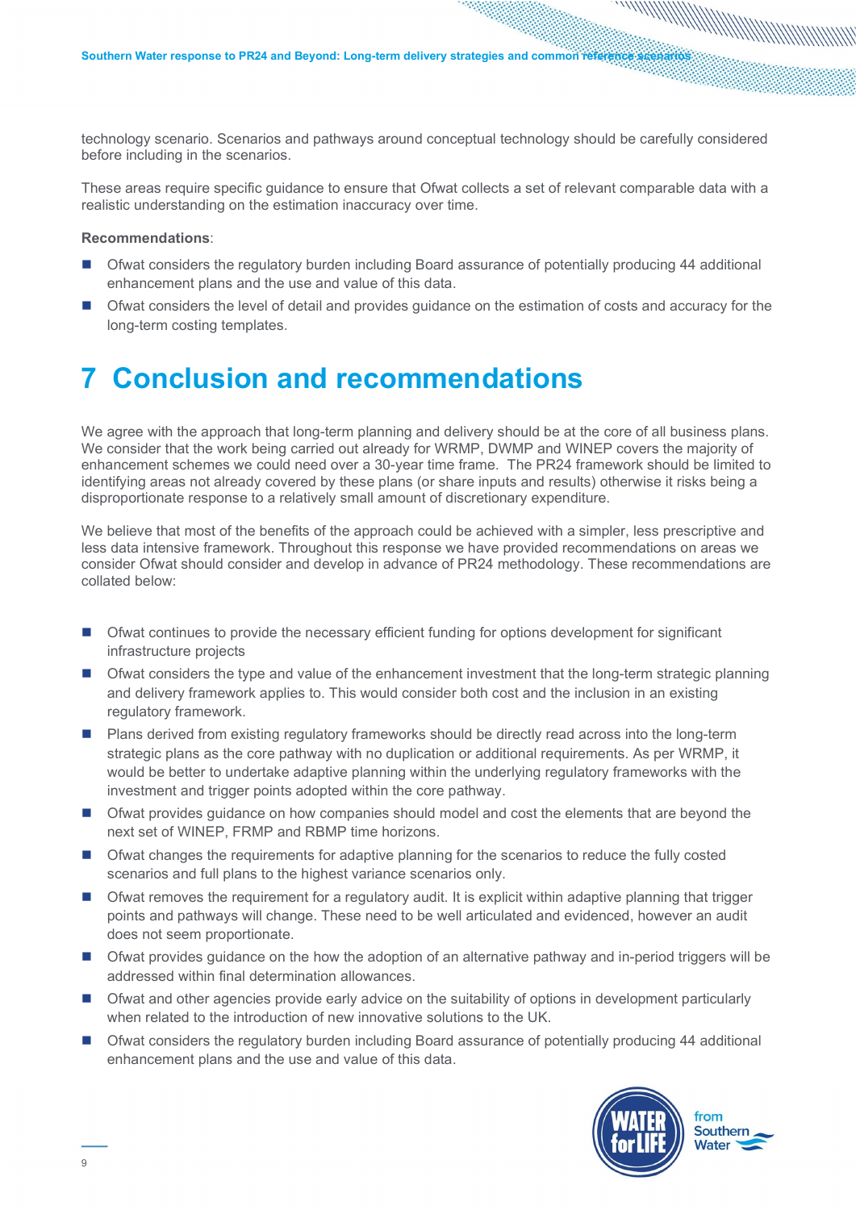technology scenario. Scenarios and pathways around conceptual technology should be carefully considered before including in the scenarios.

These areas require specific guidance to ensure that Ofwat collects a set of relevant comparable data with a realistic understanding on the estimation inaccuracy over time.

**Recommendations**:

- Ofwat considers the regulatory burden including Board assurance of potentially producing 44 additional enhancement plans and the use and value of this data.
- Ofwat considers the level of detail and provides guidance on the estimation of costs and accuracy for the long-term costing templates.

# 7 Conclusion and recommendations

We agree with the approach that long-term planning and delivery should be at the core of all business plans. We consider that the work being carried out already for WRMP, DWMP and WINEP covers the majority of enhancement schemes we could need over a 30-year time frame. The PR24 framework should be limited to identifying areas not already covered by these plans (or share inputs and results) otherwise it risks being a disproportionate response to a relatively small amount of discretionary expenditure.

We believe that most of the benefits of the approach could be achieved with a simpler, less prescriptive and less data intensive framework. Throughout this response we have provided recommendations on areas we consider Ofwat should consider and develop in advance of PR24 methodology. These recommendations are collated below:

- Ofwat continues to provide the necessary efficient funding for options development for significant infrastructure projects
- Ofwat considers the type and value of the enhancement investment that the long-term strategic planning and delivery framework applies to. This would consider both cost and the inclusion in an existing regulatory framework.
- Plans derived from existing regulatory frameworks should be directly read across into the long-term strategic plans as the core pathway with no duplication or additional requirements. As per WRMP, it would be better to undertake adaptive planning within the underlying regulatory frameworks with the investment and trigger points adopted within the core pathway.
- Ofwat provides guidance on how companies should model and cost the elements that are beyond the next set of WINEP, FRMP and RBMP time horizons.
- Ofwat changes the requirements for adaptive planning for the scenarios to reduce the fully costed scenarios and full plans to the highest variance scenarios only.
- Ofwat removes the requirement for a regulatory audit. It is explicit within adaptive planning that trigger points and pathways will change. These need to be well articulated and evidenced, however an audit does not seem proportionate.
- Ofwat provides guidance on the how the adoption of an alternative pathway and in-period triggers will be addressed within final determination allowances.
- Ofwat and other agencies provide early advice on the suitability of options in development particularly when related to the introduction of new innovative solutions to the UK.
- Ofwat considers the regulatory burden including Board assurance of potentially producing 44 additional enhancement plans and the use and value of this data.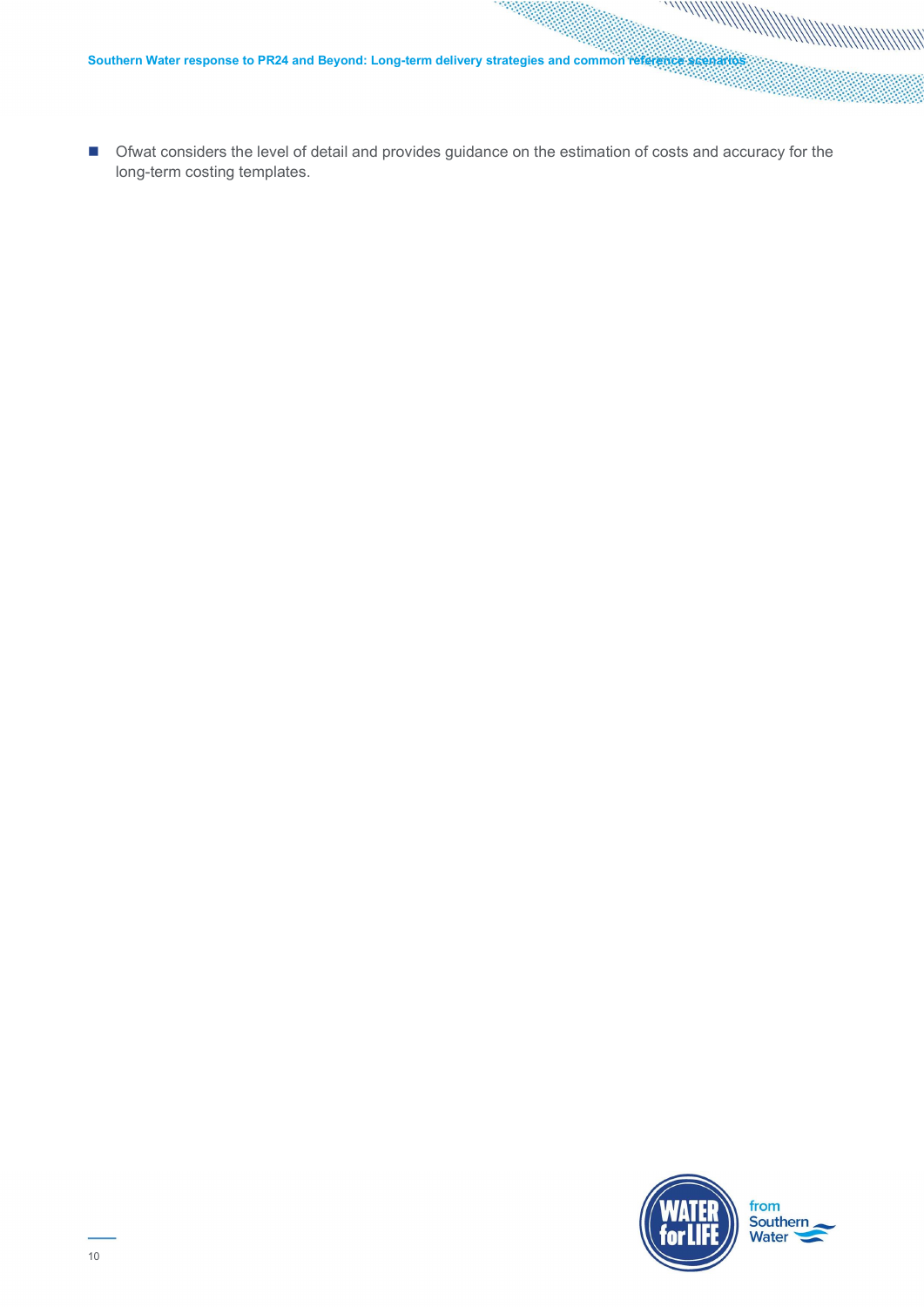- Ofwat considers the level of detail and provides guidance on the estimation of costs and accuracy for the long-term costing templates.